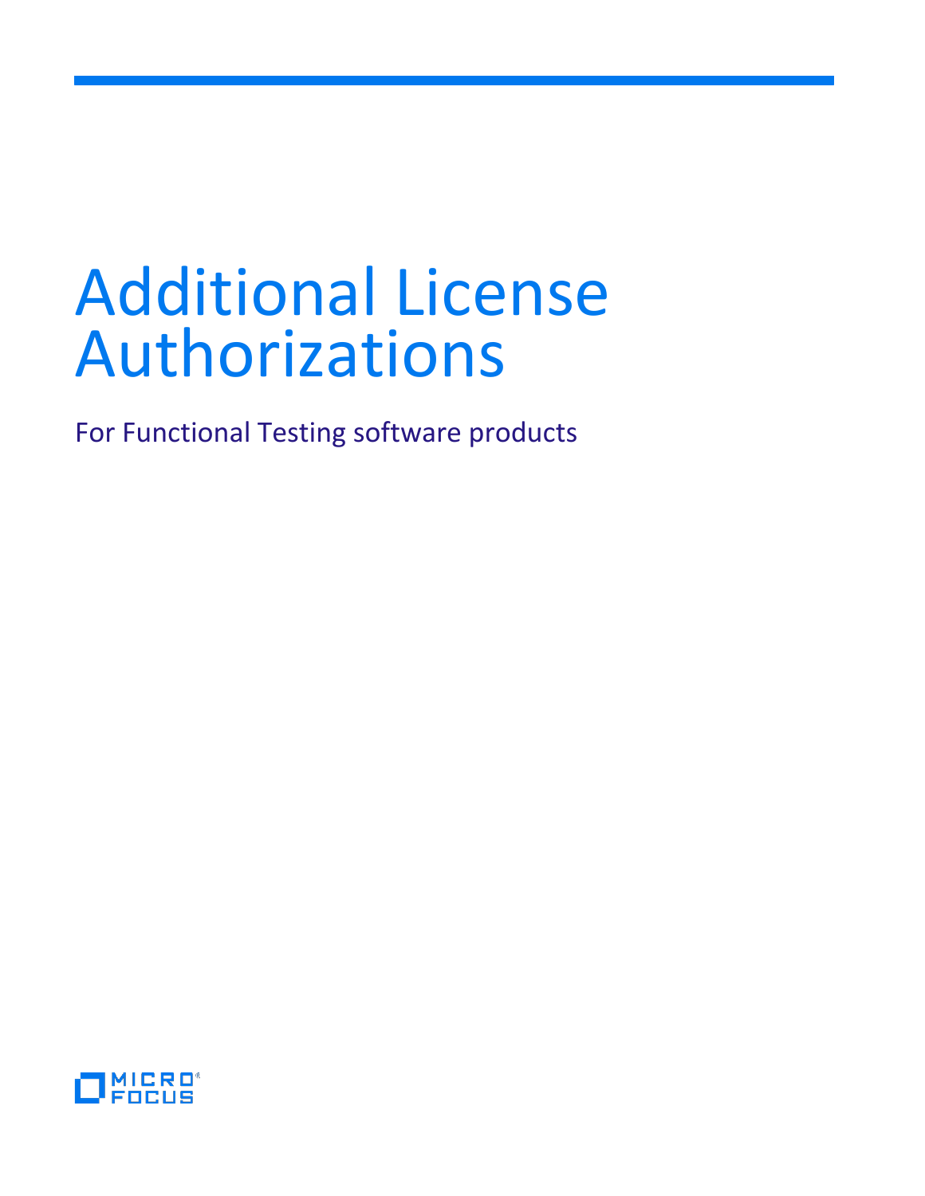# Additional License Authorizations

For Functional Testing software products

MICRO FOCUS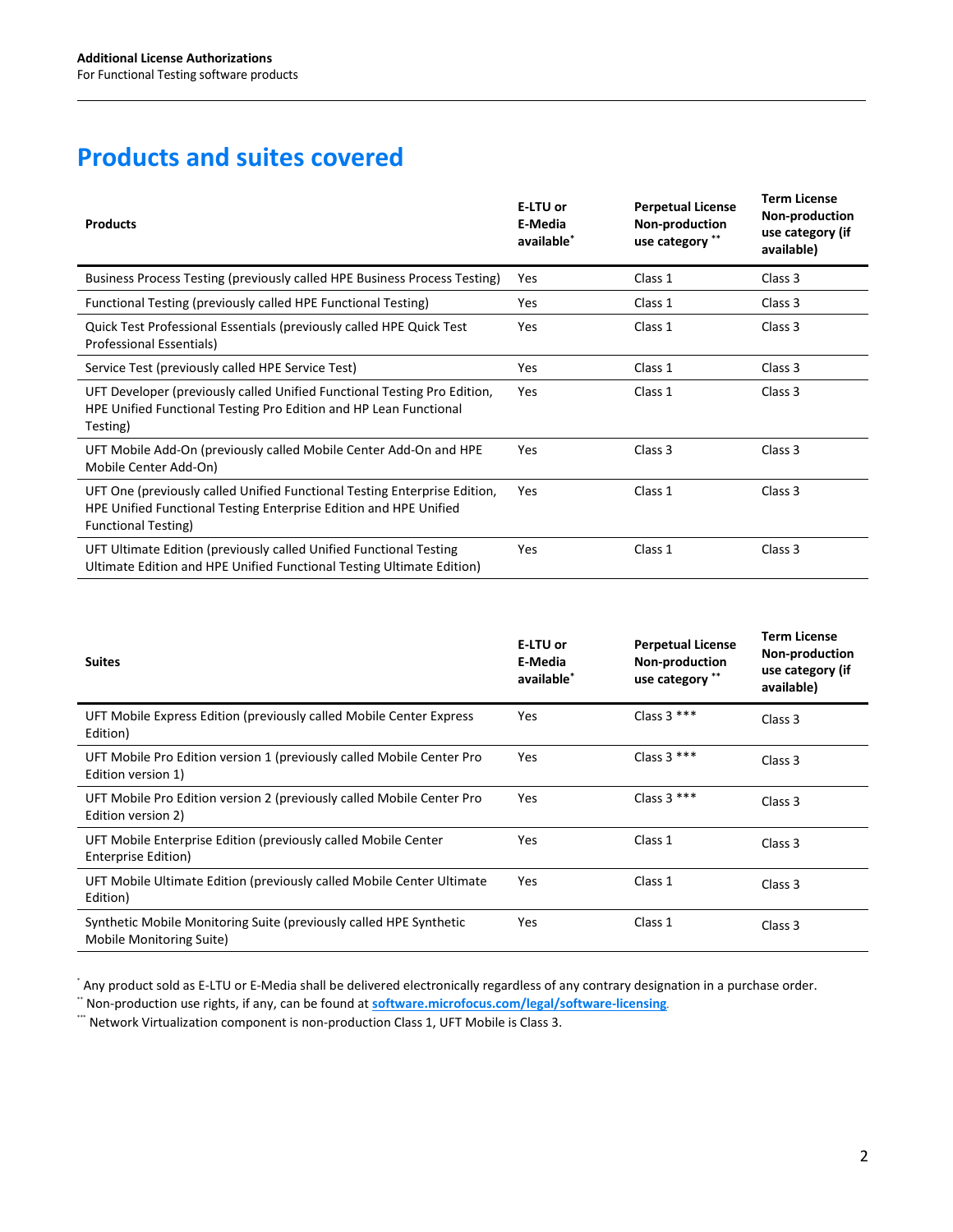# Products and suites covered

| Products | E-LTU or E-Media available* | Perpetual License Non-production use category ** | Term License Non-production use category (if available) |
|---|---|---|---|
| Business Process Testing (previously called HPE Business Process Testing) | Yes | Class 1 | Class 3 |
| Functional Testing (previously called HPE Functional Testing) | Yes | Class 1 | Class 3 |
| Quick Test Professional Essentials (previously called HPE Quick Test Professional Essentials) | Yes | Class 1 | Class 3 |
| Service Test (previously called HPE Service Test) | Yes | Class 1 | Class 3 |
| UFT Developer (previously called Unified Functional Testing Pro Edition, HPE Unified Functional Testing Pro Edition and HP Lean Functional Testing) | Yes | Class 1 | Class 3 |
| UFT Mobile Add-On (previously called Mobile Center Add-On and HPE Mobile Center Add-On) | Yes | Class 3 | Class 3 |
| UFT One (previously called Unified Functional Testing Enterprise Edition, HPE Unified Functional Testing Enterprise Edition and HPE Unified Functional Testing) | Yes | Class 1 | Class 3 |
| UFT Ultimate Edition (previously called Unified Functional Testing Ultimate Edition and HPE Unified Functional Testing Ultimate Edition) | Yes | Class 1 | Class 3 |

| Suites | E-LTU or E-Media available* | Perpetual License Non-production use category ** | Term License Non-production use category (if available) |
|---|---|---|---|
| UFT Mobile Express Edition (previously called Mobile Center Express Edition) | Yes | Class 3 *** | Class 3 |
| UFT Mobile Pro Edition version 1 (previously called Mobile Center Pro Edition version 1) | Yes | Class 3 *** | Class 3 |
| UFT Mobile Pro Edition version 2 (previously called Mobile Center Pro Edition version 2) | Yes | Class 3 *** | Class 3 |
| UFT Mobile Enterprise Edition (previously called Mobile Center Enterprise Edition) | Yes | Class 1 | Class 3 |
| UFT Mobile Ultimate Edition (previously called Mobile Center Ultimate Edition) | Yes | Class 1 | Class 3 |
| Synthetic Mobile Monitoring Suite (previously called HPE Synthetic Mobile Monitoring Suite) | Yes | Class 1 | Class 3 |

* Any product sold as E-LTU or E-Media shall be delivered electronically regardless of any contrary designation in a purchase order.

** Non-production use rights, if any, can be found at **software.microfocus.com/legal/software-licensing**.

*** Network Virtualization component is non-production Class 1, UFT Mobile is Class 3.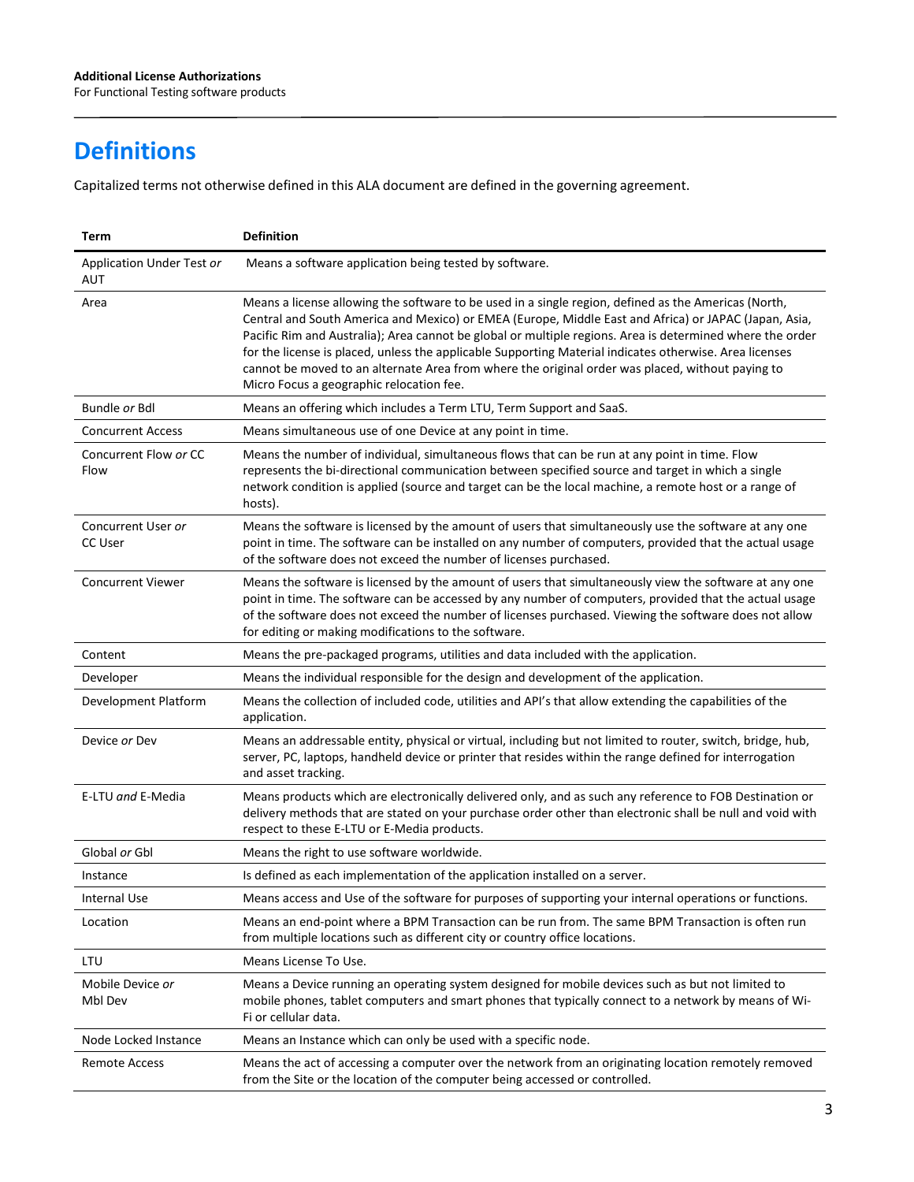# Definitions

Capitalized terms not otherwise defined in this ALA document are defined in the governing agreement.

| Term | Definition |
| --- | --- |
| Application Under Test *or* AUT | Means a software application being tested by software. |
| Area | Means a license allowing the software to be used in a single region, defined as the Americas (North, Central and South America and Mexico) or EMEA (Europe, Middle East and Africa) or JAPAC (Japan, Asia, Pacific Rim and Australia); Area cannot be global or multiple regions. Area is determined where the order for the license is placed, unless the applicable Supporting Material indicates otherwise. Area licenses cannot be moved to an alternate Area from where the original order was placed, without paying to Micro Focus a geographic relocation fee. |
| Bundle *or* Bdl | Means an offering which includes a Term LTU, Term Support and SaaS. |
| Concurrent Access | Means simultaneous use of one Device at any point in time. |
| Concurrent Flow *or* CC Flow | Means the number of individual, simultaneous flows that can be run at any point in time. Flow represents the bi-directional communication between specified source and target in which a single network condition is applied (source and target can be the local machine, a remote host or a range of hosts). |
| Concurrent User *or* CC User | Means the software is licensed by the amount of users that simultaneously use the software at any one point in time. The software can be installed on any number of computers, provided that the actual usage of the software does not exceed the number of licenses purchased. |
| Concurrent Viewer | Means the software is licensed by the amount of users that simultaneously view the software at any one point in time. The software can be accessed by any number of computers, provided that the actual usage of the software does not exceed the number of licenses purchased. Viewing the software does not allow for editing or making modifications to the software. |
| Content | Means the pre-packaged programs, utilities and data included with the application. |
| Developer | Means the individual responsible for the design and development of the application. |
| Development Platform | Means the collection of included code, utilities and API's that allow extending the capabilities of the application. |
| Device *or* Dev | Means an addressable entity, physical or virtual, including but not limited to router, switch, bridge, hub, server, PC, laptops, handheld device or printer that resides within the range defined for interrogation and asset tracking. |
| E-LTU *and* E-Media | Means products which are electronically delivered only, and as such any reference to FOB Destination or delivery methods that are stated on your purchase order other than electronic shall be null and void with respect to these E-LTU or E-Media products. |
| Global *or* Gbl | Means the right to use software worldwide. |
| Instance | Is defined as each implementation of the application installed on a server. |
| Internal Use | Means access and Use of the software for purposes of supporting your internal operations or functions. |
| Location | Means an end-point where a BPM Transaction can be run from. The same BPM Transaction is often run from multiple locations such as different city or country office locations. |
| LTU | Means License To Use. |
| Mobile Device *or* Mbl Dev | Means a Device running an operating system designed for mobile devices such as but not limited to mobile phones, tablet computers and smart phones that typically connect to a network by means of Wi-Fi or cellular data. |
| Node Locked Instance | Means an Instance which can only be used with a specific node. |
| Remote Access | Means the act of accessing a computer over the network from an originating location remotely removed from the Site or the location of the computer being accessed or controlled. |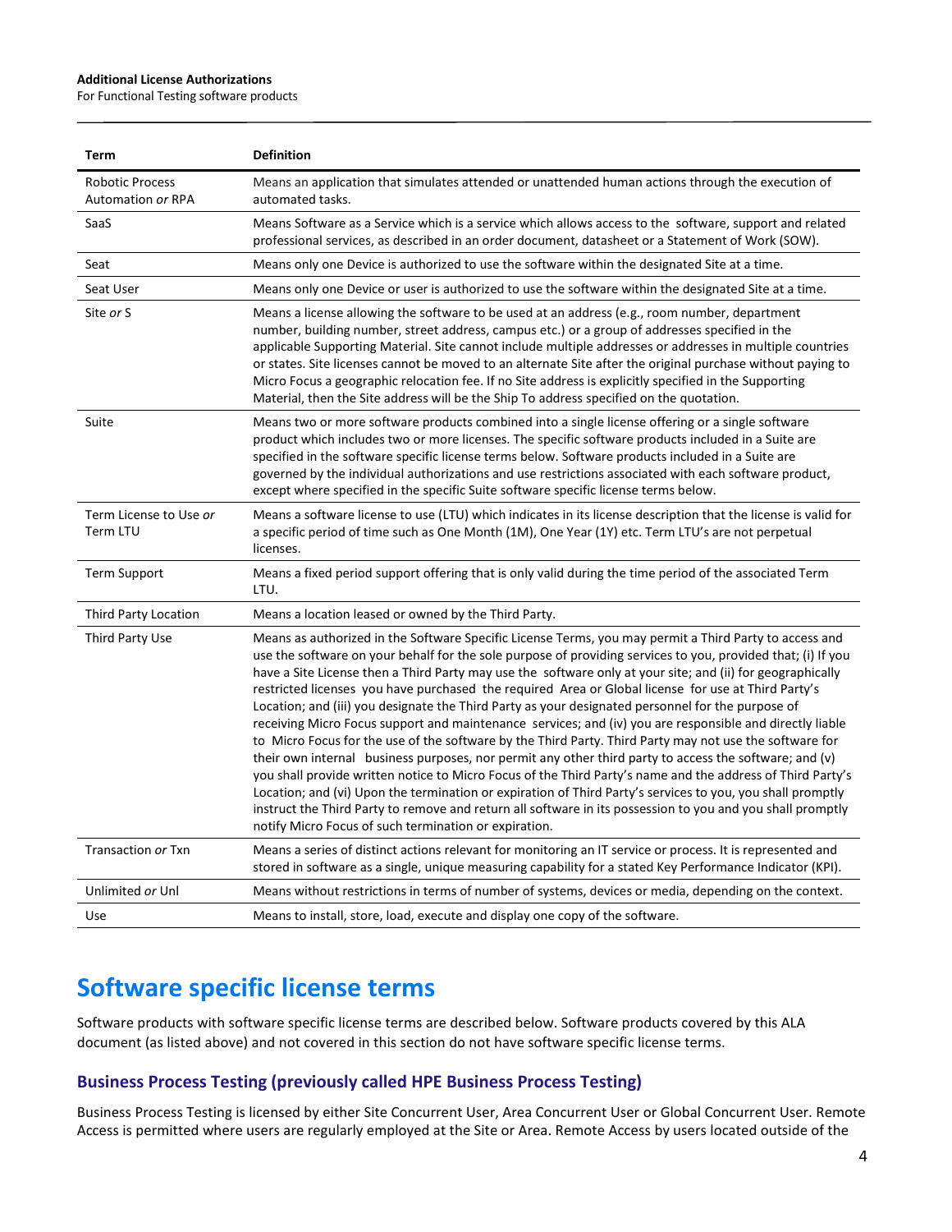| Term | Definition |
|---|---|
| Robotic Process Automation *or* RPA | Means an application that simulates attended or unattended human actions through the execution of automated tasks. |
| SaaS | Means Software as a Service which is a service which allows access to the software, support and related professional services, as described in an order document, datasheet or a Statement of Work (SOW). |
| Seat | Means only one Device is authorized to use the software within the designated Site at a time. |
| Seat User | Means only one Device or user is authorized to use the software within the designated Site at a time. |
| Site *or* S | Means a license allowing the software to be used at an address (e.g., room number, department number, building number, street address, campus etc.) or a group of addresses specified in the applicable Supporting Material. Site cannot include multiple addresses or addresses in multiple countries or states. Site licenses cannot be moved to an alternate Site after the original purchase without paying to Micro Focus a geographic relocation fee. If no Site address is explicitly specified in the Supporting Material, then the Site address will be the Ship To address specified on the quotation. |
| Suite | Means two or more software products combined into a single license offering or a single software product which includes two or more licenses. The specific software products included in a Suite are specified in the software specific license terms below. Software products included in a Suite are governed by the individual authorizations and use restrictions associated with each software product, except where specified in the specific Suite software specific license terms below. |
| Term License to Use *or* Term LTU | Means a software license to use (LTU) which indicates in its license description that the license is valid for a specific period of time such as One Month (1M), One Year (1Y) etc. Term LTU's are not perpetual licenses. |
| Term Support | Means a fixed period support offering that is only valid during the time period of the associated Term LTU. |
| Third Party Location | Means a location leased or owned by the Third Party. |
| Third Party Use | Means as authorized in the Software Specific License Terms, you may permit a Third Party to access and use the software on your behalf for the sole purpose of providing services to you, provided that; (i) If you have a Site License then a Third Party may use the software only at your site; and (ii) for geographically restricted licenses you have purchased the required Area or Global license for use at Third Party's Location; and (iii) you designate the Third Party as your designated personnel for the purpose of receiving Micro Focus support and maintenance services; and (iv) you are responsible and directly liable to Micro Focus for the use of the software by the Third Party. Third Party may not use the software for their own internal business purposes, nor permit any other third party to access the software; and (v) you shall provide written notice to Micro Focus of the Third Party's name and the address of Third Party's Location; and (vi) Upon the termination or expiration of Third Party's services to you, you shall promptly instruct the Third Party to remove and return all software in its possession to you and you shall promptly notify Micro Focus of such termination or expiration. |
| Transaction *or* Txn | Means a series of distinct actions relevant for monitoring an IT service or process. It is represented and stored in software as a single, unique measuring capability for a stated Key Performance Indicator (KPI). |
| Unlimited *or* Unl | Means without restrictions in terms of number of systems, devices or media, depending on the context. |
| Use | Means to install, store, load, execute and display one copy of the software. |

# Software specific license terms

Software products with software specific license terms are described below. Software products covered by this ALA document (as listed above) and not covered in this section do not have software specific license terms.

### Business Process Testing (previously called HPE Business Process Testing)

Business Process Testing is licensed by either Site Concurrent User, Area Concurrent User or Global Concurrent User. Remote Access is permitted where users are regularly employed at the Site or Area. Remote Access by users located outside of the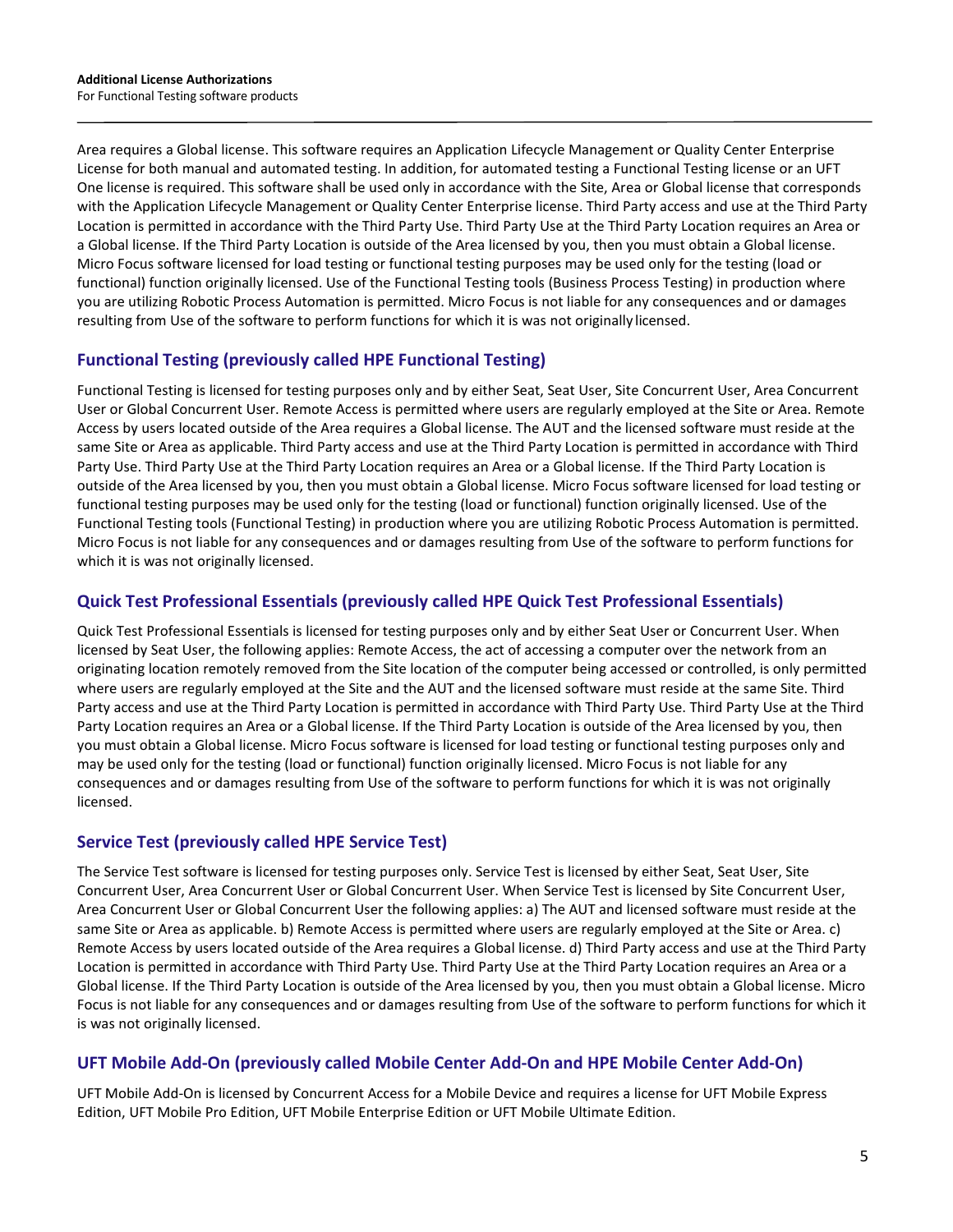Area requires a Global license. This software requires an Application Lifecycle Management or Quality Center Enterprise License for both manual and automated testing. In addition, for automated testing a Functional Testing license or an UFT One license is required. This software shall be used only in accordance with the Site, Area or Global license that corresponds with the Application Lifecycle Management or Quality Center Enterprise license. Third Party access and use at the Third Party Location is permitted in accordance with the Third Party Use. Third Party Use at the Third Party Location requires an Area or a Global license. If the Third Party Location is outside of the Area licensed by you, then you must obtain a Global license. Micro Focus software licensed for load testing or functional testing purposes may be used only for the testing (load or functional) function originally licensed. Use of the Functional Testing tools (Business Process Testing) in production where you are utilizing Robotic Process Automation is permitted. Micro Focus is not liable for any consequences and or damages resulting from Use of the software to perform functions for which it is was not originally licensed.

## Functional Testing (previously called HPE Functional Testing)

Functional Testing is licensed for testing purposes only and by either Seat, Seat User, Site Concurrent User, Area Concurrent User or Global Concurrent User. Remote Access is permitted where users are regularly employed at the Site or Area. Remote Access by users located outside of the Area requires a Global license. The AUT and the licensed software must reside at the same Site or Area as applicable. Third Party access and use at the Third Party Location is permitted in accordance with Third Party Use. Third Party Use at the Third Party Location requires an Area or a Global license. If the Third Party Location is outside of the Area licensed by you, then you must obtain a Global license. Micro Focus software licensed for load testing or functional testing purposes may be used only for the testing (load or functional) function originally licensed. Use of the Functional Testing tools (Functional Testing) in production where you are utilizing Robotic Process Automation is permitted. Micro Focus is not liable for any consequences and or damages resulting from Use of the software to perform functions for which it is was not originally licensed.

## Quick Test Professional Essentials (previously called HPE Quick Test Professional Essentials)

Quick Test Professional Essentials is licensed for testing purposes only and by either Seat User or Concurrent User. When licensed by Seat User, the following applies: Remote Access, the act of accessing a computer over the network from an originating location remotely removed from the Site location of the computer being accessed or controlled, is only permitted where users are regularly employed at the Site and the AUT and the licensed software must reside at the same Site. Third Party access and use at the Third Party Location is permitted in accordance with Third Party Use. Third Party Use at the Third Party Location requires an Area or a Global license. If the Third Party Location is outside of the Area licensed by you, then you must obtain a Global license. Micro Focus software is licensed for load testing or functional testing purposes only and may be used only for the testing (load or functional) function originally licensed. Micro Focus is not liable for any consequences and or damages resulting from Use of the software to perform functions for which it is was not originally licensed.

## Service Test (previously called HPE Service Test)

The Service Test software is licensed for testing purposes only. Service Test is licensed by either Seat, Seat User, Site Concurrent User, Area Concurrent User or Global Concurrent User. When Service Test is licensed by Site Concurrent User, Area Concurrent User or Global Concurrent User the following applies: a) The AUT and licensed software must reside at the same Site or Area as applicable. b) Remote Access is permitted where users are regularly employed at the Site or Area. c) Remote Access by users located outside of the Area requires a Global license. d) Third Party access and use at the Third Party Location is permitted in accordance with Third Party Use. Third Party Use at the Third Party Location requires an Area or a Global license. If the Third Party Location is outside of the Area licensed by you, then you must obtain a Global license. Micro Focus is not liable for any consequences and or damages resulting from Use of the software to perform functions for which it is was not originally licensed.

## UFT Mobile Add-On (previously called Mobile Center Add-On and HPE Mobile Center Add-On)

UFT Mobile Add-On is licensed by Concurrent Access for a Mobile Device and requires a license for UFT Mobile Express Edition, UFT Mobile Pro Edition, UFT Mobile Enterprise Edition or UFT Mobile Ultimate Edition.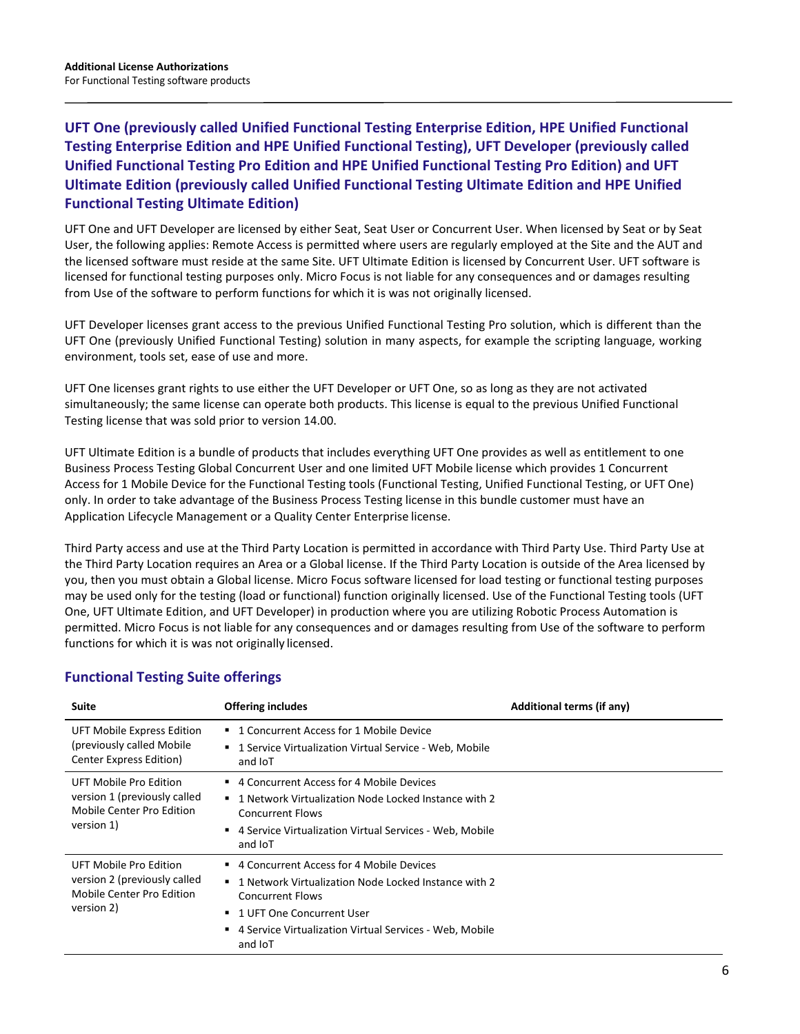## UFT One (previously called Unified Functional Testing Enterprise Edition, HPE Unified Functional Testing Enterprise Edition and HPE Unified Functional Testing), UFT Developer (previously called Unified Functional Testing Pro Edition and HPE Unified Functional Testing Pro Edition) and UFT Ultimate Edition (previously called Unified Functional Testing Ultimate Edition and HPE Unified Functional Testing Ultimate Edition)

UFT One and UFT Developer are licensed by either Seat, Seat User or Concurrent User. When licensed by Seat or by Seat User, the following applies: Remote Access is permitted where users are regularly employed at the Site and the AUT and the licensed software must reside at the same Site. UFT Ultimate Edition is licensed by Concurrent User. UFT software is licensed for functional testing purposes only. Micro Focus is not liable for any consequences and or damages resulting from Use of the software to perform functions for which it is was not originally licensed.

UFT Developer licenses grant access to the previous Unified Functional Testing Pro solution, which is different than the UFT One (previously Unified Functional Testing) solution in many aspects, for example the scripting language, working environment, tools set, ease of use and more.

UFT One licenses grant rights to use either the UFT Developer or UFT One, so as long as they are not activated simultaneously; the same license can operate both products. This license is equal to the previous Unified Functional Testing license that was sold prior to version 14.00.

UFT Ultimate Edition is a bundle of products that includes everything UFT One provides as well as entitlement to one Business Process Testing Global Concurrent User and one limited UFT Mobile license which provides 1 Concurrent Access for 1 Mobile Device for the Functional Testing tools (Functional Testing, Unified Functional Testing, or UFT One) only. In order to take advantage of the Business Process Testing license in this bundle customer must have an Application Lifecycle Management or a Quality Center Enterprise license.

Third Party access and use at the Third Party Location is permitted in accordance with Third Party Use. Third Party Use at the Third Party Location requires an Area or a Global license. If the Third Party Location is outside of the Area licensed by you, then you must obtain a Global license. Micro Focus software licensed for load testing or functional testing purposes may be used only for the testing (load or functional) function originally licensed. Use of the Functional Testing tools (UFT One, UFT Ultimate Edition, and UFT Developer) in production where you are utilizing Robotic Process Automation is permitted. Micro Focus is not liable for any consequences and or damages resulting from Use of the software to perform functions for which it is was not originally licensed.

## Functional Testing Suite offerings

| Suite | Offering includes | Additional terms (if any) |
|---|---|---|
| UFT Mobile Express Edition (previously called Mobile Center Express Edition) | ▪ 1 Concurrent Access for 1 Mobile Device<br>▪ 1 Service Virtualization Virtual Service - Web, Mobile and IoT | |
| UFT Mobile Pro Edition version 1 (previously called Mobile Center Pro Edition version 1) | ▪ 4 Concurrent Access for 4 Mobile Devices<br>▪ 1 Network Virtualization Node Locked Instance with 2 Concurrent Flows<br>▪ 4 Service Virtualization Virtual Services - Web, Mobile and IoT | |
| UFT Mobile Pro Edition version 2 (previously called Mobile Center Pro Edition version 2) | ▪ 4 Concurrent Access for 4 Mobile Devices<br>▪ 1 Network Virtualization Node Locked Instance with 2 Concurrent Flows<br>▪ 1 UFT One Concurrent User<br>▪ 4 Service Virtualization Virtual Services - Web, Mobile and IoT | |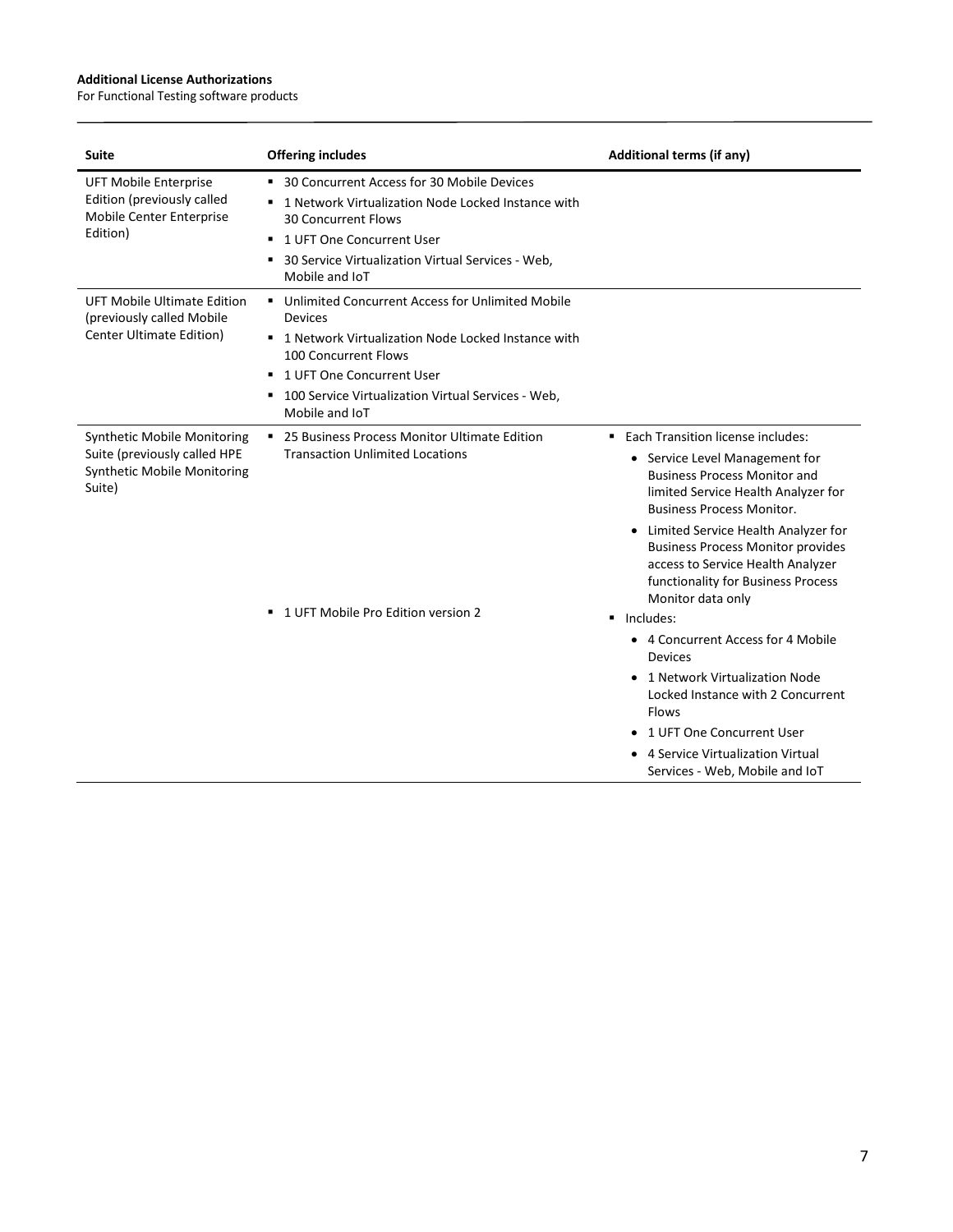**Additional License Authorizations**
For Functional Testing software products

| Suite | Offering includes | Additional terms (if any) |
| --- | --- | --- |
| UFT Mobile Enterprise Edition (previously called Mobile Center Enterprise Edition) | ▪ 30 Concurrent Access for 30 Mobile Devices<br>▪ 1 Network Virtualization Node Locked Instance with 30 Concurrent Flows<br>▪ 1 UFT One Concurrent User<br>▪ 30 Service Virtualization Virtual Services - Web, Mobile and IoT | |
| UFT Mobile Ultimate Edition (previously called Mobile Center Ultimate Edition) | ▪ Unlimited Concurrent Access for Unlimited Mobile Devices<br>▪ 1 Network Virtualization Node Locked Instance with 100 Concurrent Flows<br>▪ 1 UFT One Concurrent User<br>▪ 100 Service Virtualization Virtual Services - Web, Mobile and IoT | |
| Synthetic Mobile Monitoring Suite (previously called HPE Synthetic Mobile Monitoring Suite) | ▪ 25 Business Process Monitor Ultimate Edition Transaction Unlimited Locations | ▪ Each Transition license includes:<br>• Service Level Management for Business Process Monitor and limited Service Health Analyzer for Business Process Monitor.<br>• Limited Service Health Analyzer for Business Process Monitor provides access to Service Health Analyzer functionality for Business Process Monitor data only |
| | ▪ 1 UFT Mobile Pro Edition version 2 | ▪ Includes:<br>• 4 Concurrent Access for 4 Mobile Devices<br>• 1 Network Virtualization Node Locked Instance with 2 Concurrent Flows<br>• 1 UFT One Concurrent User<br>• 4 Service Virtualization Virtual Services - Web, Mobile and IoT |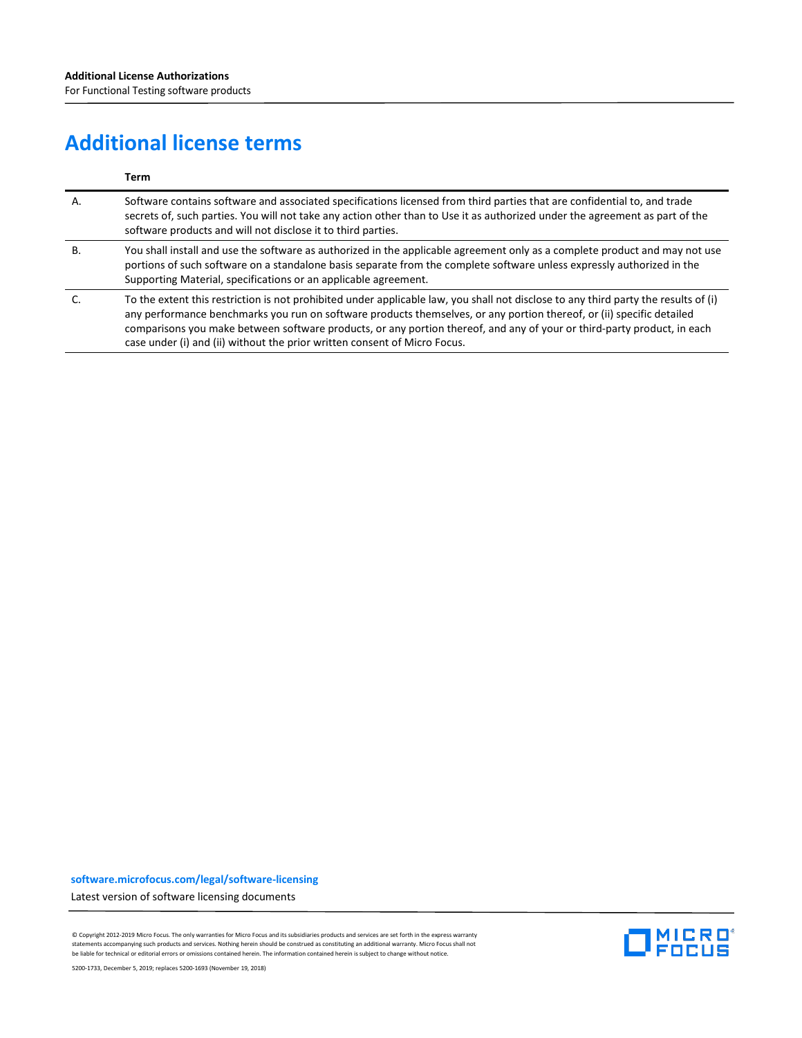## Additional license terms

| | Term |
|---|---|
| A. | Software contains software and associated specifications licensed from third parties that are confidential to, and trade secrets of, such parties. You will not take any action other than to Use it as authorized under the agreement as part of the software products and will not disclose it to third parties. |
| B. | You shall install and use the software as authorized in the applicable agreement only as a complete product and may not use portions of such software on a standalone basis separate from the complete software unless expressly authorized in the Supporting Material, specifications or an applicable agreement. |
| C. | To the extent this restriction is not prohibited under applicable law, you shall not disclose to any third party the results of (i) any performance benchmarks you run on software products themselves, or any portion thereof, or (ii) specific detailed comparisons you make between software products, or any portion thereof, and any of your or third-party product, in each case under (i) and (ii) without the prior written consent of Micro Focus. |

**software.microfocus.com/legal/software-licensing**

Latest version of software licensing documents

© Copyright 2012-2019 Micro Focus. The only warranties for Micro Focus and its subsidiaries products and services are set forth in the express warranty statements accompanying such products and services. Nothing herein should be construed as constituting an additional warranty. Micro Focus shall not be liable for technical or editorial errors or omissions contained herein. The information contained herein is subject to change without notice.

5200-1733, December 5, 2019; replaces 5200-1693 (November 19, 2018)